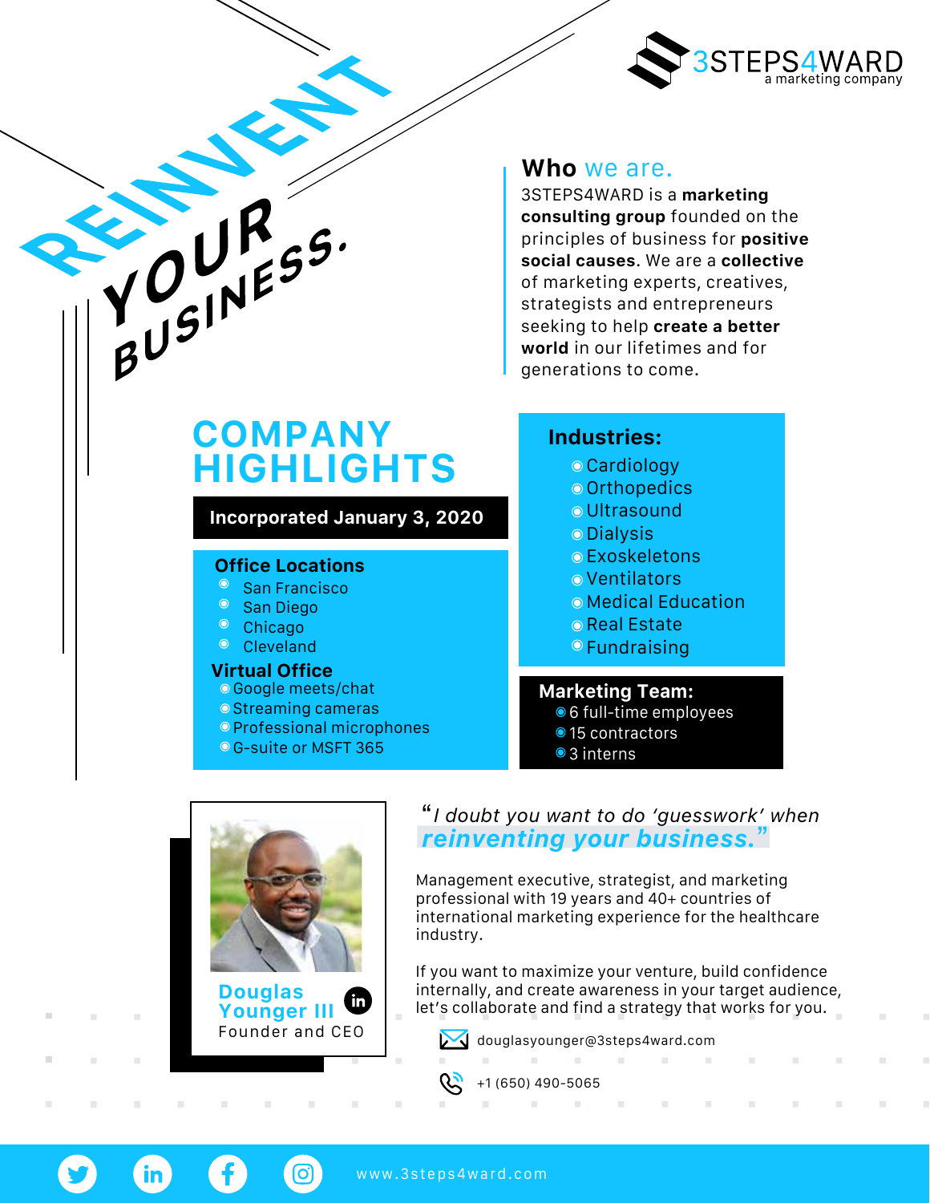3STEPS4WARD
a marketing company

# REINVENT YOUR BUSINESS.

## Who we are.

3STEPS4WARD is a **marketing consulting group** founded on the principles of business for **positive social causes**. We are a **collective** of marketing experts, creatives, strategists and entrepreneurs seeking to help **create a better world** in our lifetimes and for generations to come.

## COMPANY HIGHLIGHTS

**Incorporated January 3, 2020**

### Office Locations

- San Francisco
- San Diego
- Chicago
- Cleveland

### Virtual Office

- Google meets/chat
- Streaming cameras
- Professional microphones
- G-suite or MSFT 365

### Industries:

- Cardiology
- Orthopedics
- Ultrasound
- Dialysis
- Exoskeletons
- Ventilators
- Medical Education
- Real Estate
- Fundraising

### Marketing Team:

- 6 full-time employees
- 15 contractors
- 3 interns

**Douglas Younger III**
Founder and CEO

"*I doubt you want to do 'guesswork' when* ***reinventing your business.***"

Management executive, strategist, and marketing professional with 19 years and 40+ countries of international marketing experience for the healthcare industry.

If you want to maximize your venture, build confidence internally, and create awareness in your target audience, let's collaborate and find a strategy that works for you.

douglasyounger@3steps4ward.com

+1 (650) 490-5065

www.3steps4ward.com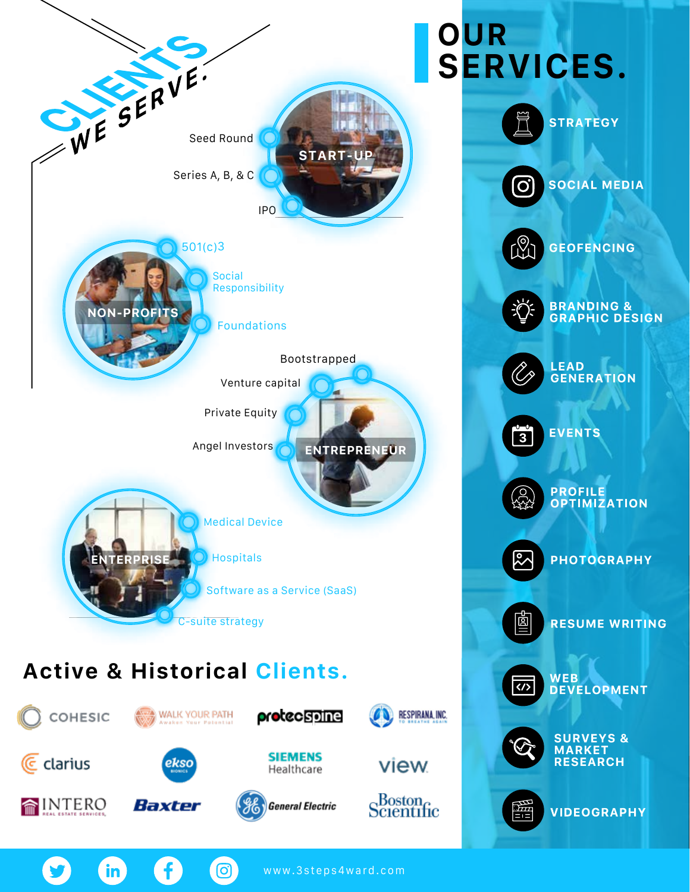# CLIENTS WE SERVE.

## START-UP

- Seed Round
- Series A, B, & C
- IPO

## NON-PROFITS

- 501(c)3
- Social Responsibility
- Foundations

## ENTREPRENEUR

- Bootstrapped
- Venture capital
- Private Equity
- Angel Investors

## ENTERPRISE

- Medical Device
- Hospitals
- Software as a Service (SaaS)
- C-suite strategy

# OUR SERVICES.

- STRATEGY
- SOCIAL MEDIA
- GEOFENCING
- BRANDING & GRAPHIC DESIGN
- LEAD GENERATION
- EVENTS
- PROFILE OPTIMIZATION
- PHOTOGRAPHY
- RESUME WRITING
- WEB DEVELOPMENT
- SURVEYS & MARKET RESEARCH
- VIDEOGRAPHY

## Active & Historical Clients.

COHESIC | WALK YOUR PATH Awaken Your Potential | protecspine | RESPIRANA, INC. TO BREATHE AGAIN

clarius | ekso BIONICS | SIEMENS Healthcare | view

INTERO REAL ESTATE SERVICES | Baxter | General Electric | Boston Scientific

www.3steps4ward.com